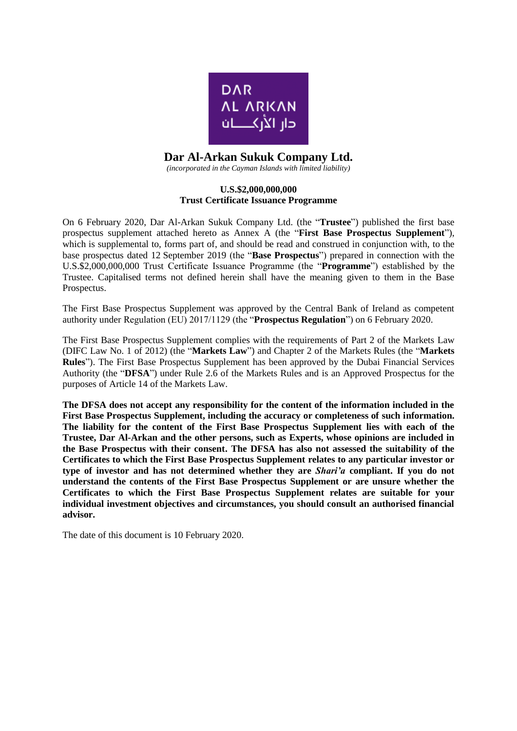# Dar Al-Arkan Sukuk Company Ltd.

*(incorporated in the Cayman Islands with limited liability)*

**U.S.$2,000,000,000**
**Trust Certificate Issuance Programme**

On 6 February 2020, Dar Al-Arkan Sukuk Company Ltd. (the "**Trustee**") published the first base prospectus supplement attached hereto as Annex A (the "**First Base Prospectus Supplement**"), which is supplemental to, forms part of, and should be read and construed in conjunction with, to the base prospectus dated 12 September 2019 (the "**Base Prospectus**") prepared in connection with the U.S.$2,000,000,000 Trust Certificate Issuance Programme (the "**Programme**") established by the Trustee. Capitalised terms not defined herein shall have the meaning given to them in the Base Prospectus.

The First Base Prospectus Supplement was approved by the Central Bank of Ireland as competent authority under Regulation (EU) 2017/1129 (the "**Prospectus Regulation**") on 6 February 2020.

The First Base Prospectus Supplement complies with the requirements of Part 2 of the Markets Law (DIFC Law No. 1 of 2012) (the "**Markets Law**") and Chapter 2 of the Markets Rules (the "**Markets Rules**"). The First Base Prospectus Supplement has been approved by the Dubai Financial Services Authority (the "**DFSA**") under Rule 2.6 of the Markets Rules and is an Approved Prospectus for the purposes of Article 14 of the Markets Law.

**The DFSA does not accept any responsibility for the content of the information included in the First Base Prospectus Supplement, including the accuracy or completeness of such information. The liability for the content of the First Base Prospectus Supplement lies with each of the Trustee, Dar Al-Arkan and the other persons, such as Experts, whose opinions are included in the Base Prospectus with their consent. The DFSA has also not assessed the suitability of the Certificates to which the First Base Prospectus Supplement relates to any particular investor or type of investor and has not determined whether they are *Shari'a* compliant. If you do not understand the contents of the First Base Prospectus Supplement or are unsure whether the Certificates to which the First Base Prospectus Supplement relates are suitable for your individual investment objectives and circumstances, you should consult an authorised financial advisor.**

The date of this document is 10 February 2020.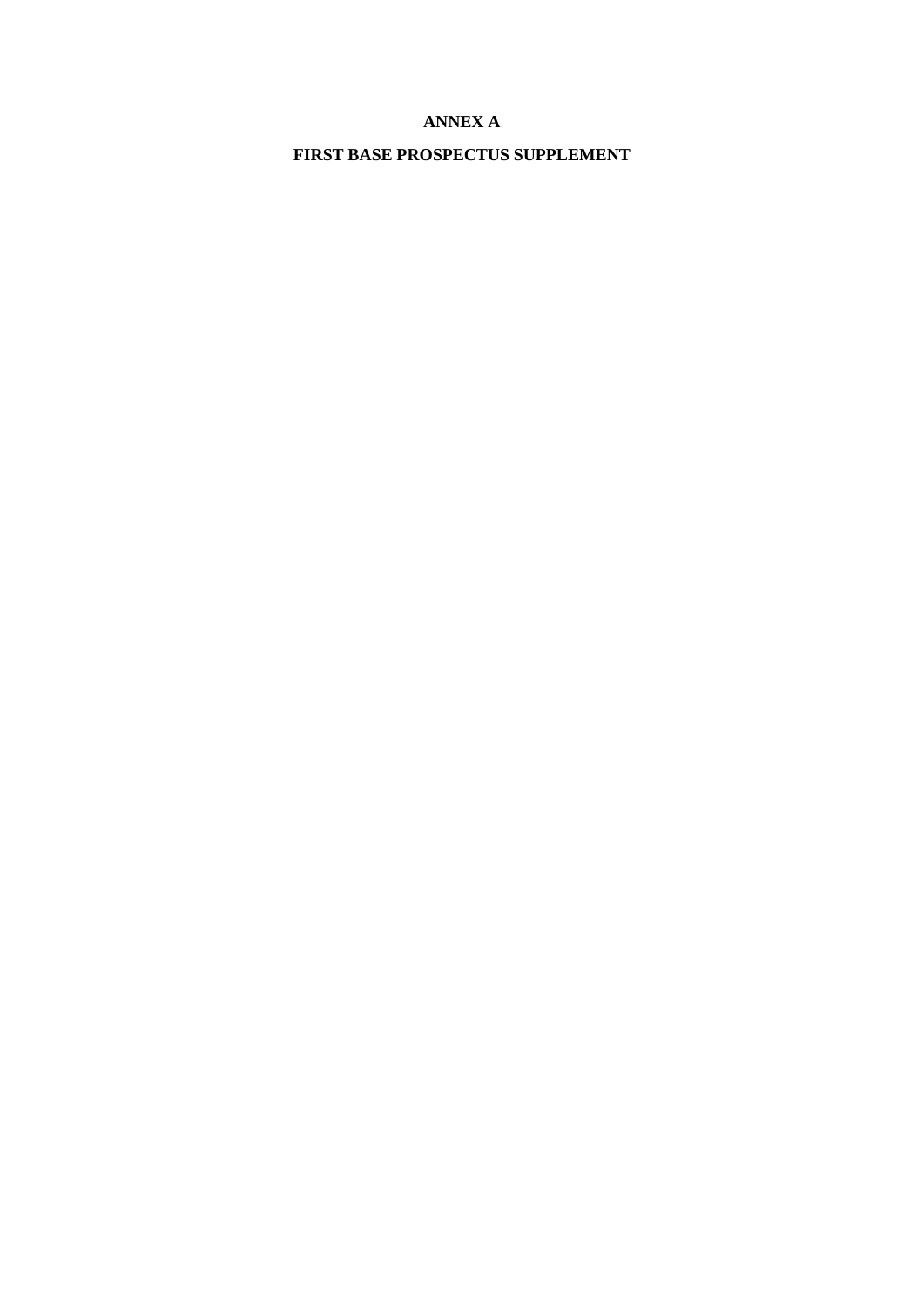# ANNEX A

# FIRST BASE PROSPECTUS SUPPLEMENT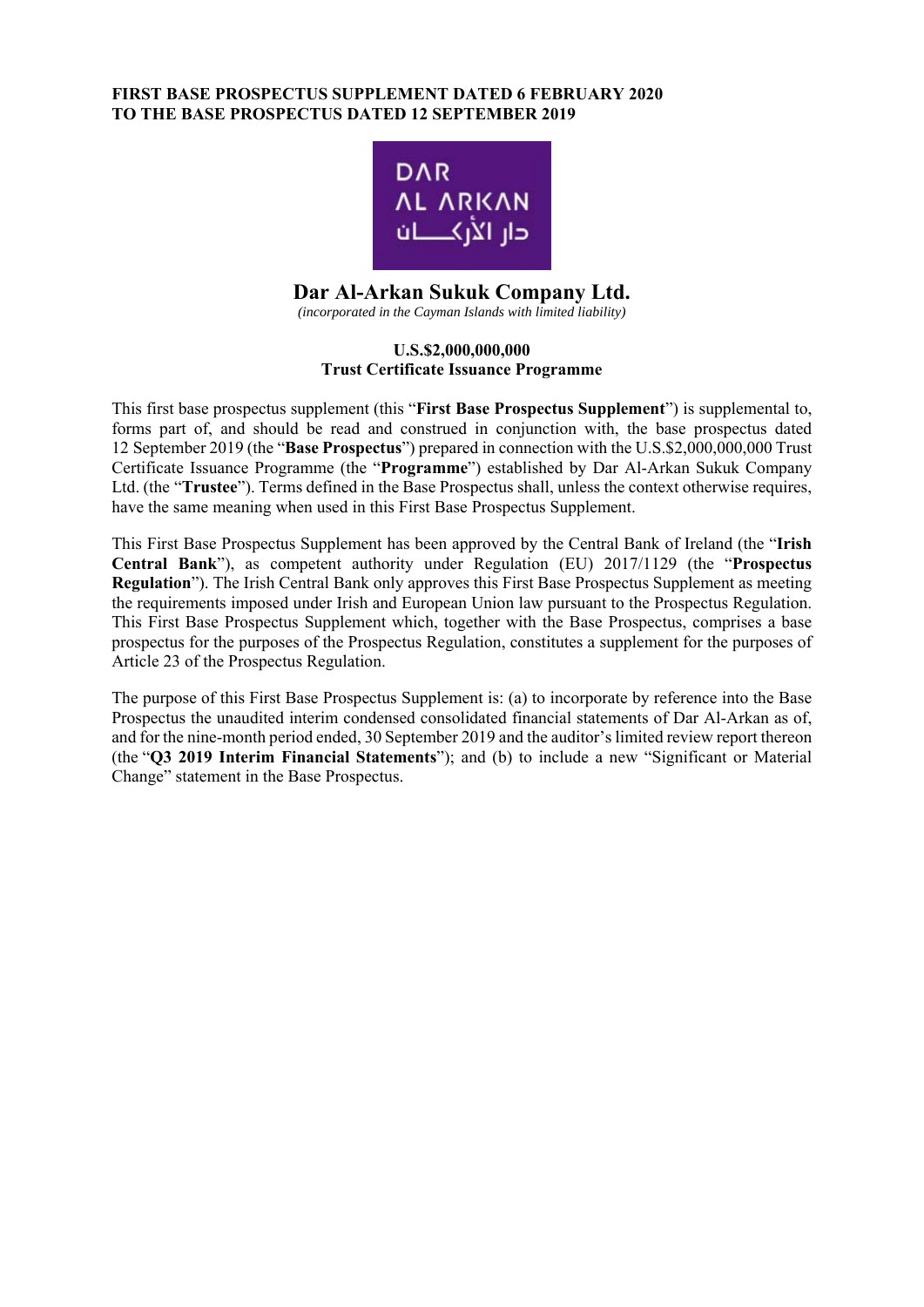**FIRST BASE PROSPECTUS SUPPLEMENT DATED 6 FEBRUARY 2020**
**TO THE BASE PROSPECTUS DATED 12 SEPTEMBER 2019**

# Dar Al-Arkan Sukuk Company Ltd.

*(incorporated in the Cayman Islands with limited liability)*

**U.S.$2,000,000,000**
**Trust Certificate Issuance Programme**

This first base prospectus supplement (this "**First Base Prospectus Supplement**") is supplemental to, forms part of, and should be read and construed in conjunction with, the base prospectus dated 12 September 2019 (the "**Base Prospectus**") prepared in connection with the U.S.$2,000,000,000 Trust Certificate Issuance Programme (the "**Programme**") established by Dar Al-Arkan Sukuk Company Ltd. (the "**Trustee**"). Terms defined in the Base Prospectus shall, unless the context otherwise requires, have the same meaning when used in this First Base Prospectus Supplement.

This First Base Prospectus Supplement has been approved by the Central Bank of Ireland (the "**Irish Central Bank**"), as competent authority under Regulation (EU) 2017/1129 (the "**Prospectus Regulation**"). The Irish Central Bank only approves this First Base Prospectus Supplement as meeting the requirements imposed under Irish and European Union law pursuant to the Prospectus Regulation. This First Base Prospectus Supplement which, together with the Base Prospectus, comprises a base prospectus for the purposes of the Prospectus Regulation, constitutes a supplement for the purposes of Article 23 of the Prospectus Regulation.

The purpose of this First Base Prospectus Supplement is: (a) to incorporate by reference into the Base Prospectus the unaudited interim condensed consolidated financial statements of Dar Al-Arkan as of, and for the nine-month period ended, 30 September 2019 and the auditor's limited review report thereon (the "**Q3 2019 Interim Financial Statements**"); and (b) to include a new "Significant or Material Change" statement in the Base Prospectus.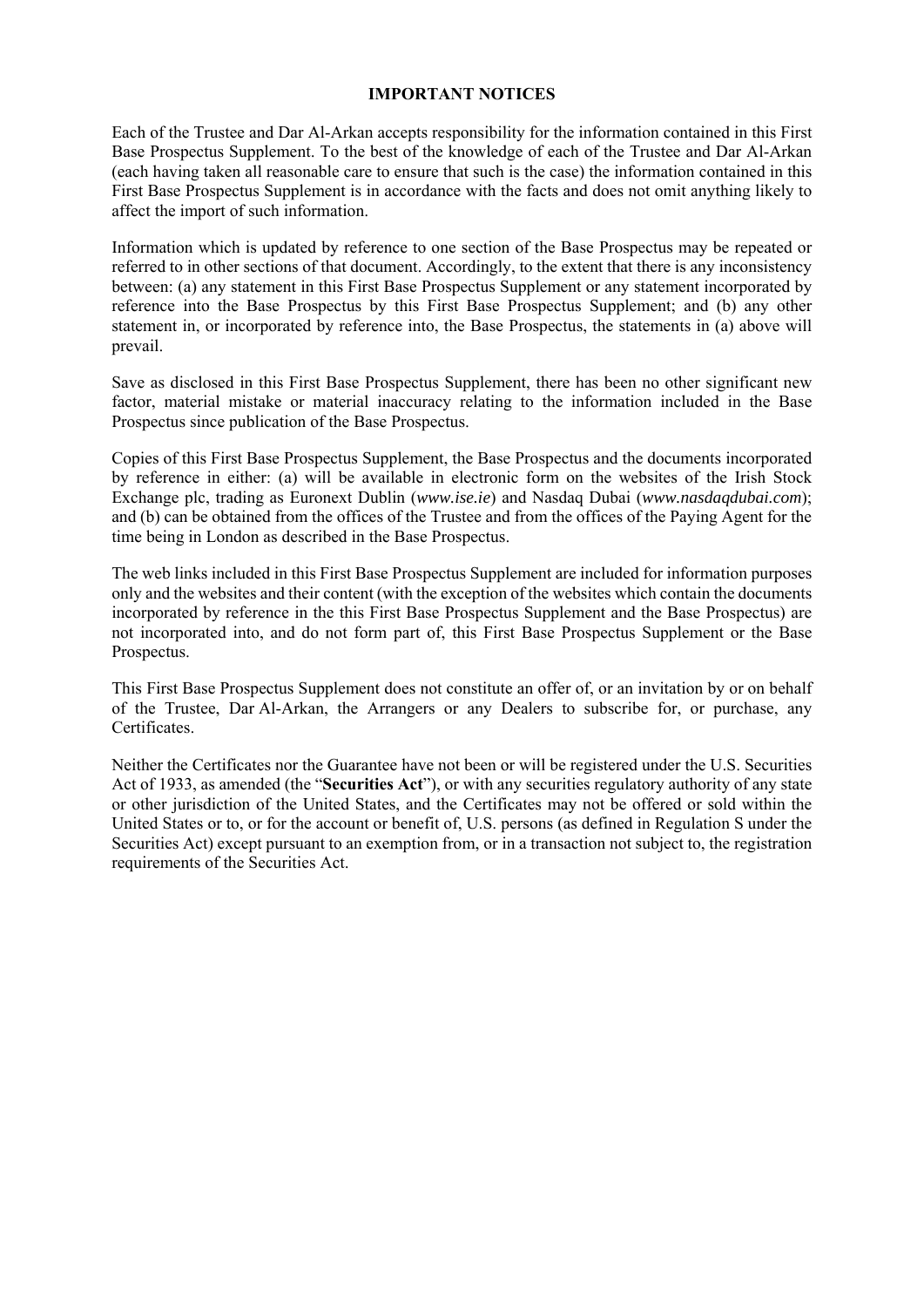# IMPORTANT NOTICES

Each of the Trustee and Dar Al-Arkan accepts responsibility for the information contained in this First Base Prospectus Supplement. To the best of the knowledge of each of the Trustee and Dar Al-Arkan (each having taken all reasonable care to ensure that such is the case) the information contained in this First Base Prospectus Supplement is in accordance with the facts and does not omit anything likely to affect the import of such information.

Information which is updated by reference to one section of the Base Prospectus may be repeated or referred to in other sections of that document. Accordingly, to the extent that there is any inconsistency between: (a) any statement in this First Base Prospectus Supplement or any statement incorporated by reference into the Base Prospectus by this First Base Prospectus Supplement; and (b) any other statement in, or incorporated by reference into, the Base Prospectus, the statements in (a) above will prevail.

Save as disclosed in this First Base Prospectus Supplement, there has been no other significant new factor, material mistake or material inaccuracy relating to the information included in the Base Prospectus since publication of the Base Prospectus.

Copies of this First Base Prospectus Supplement, the Base Prospectus and the documents incorporated by reference in either: (a) will be available in electronic form on the websites of the Irish Stock Exchange plc, trading as Euronext Dublin (*www.ise.ie*) and Nasdaq Dubai (*www.nasdaqdubai.com*); and (b) can be obtained from the offices of the Trustee and from the offices of the Paying Agent for the time being in London as described in the Base Prospectus.

The web links included in this First Base Prospectus Supplement are included for information purposes only and the websites and their content (with the exception of the websites which contain the documents incorporated by reference in the this First Base Prospectus Supplement and the Base Prospectus) are not incorporated into, and do not form part of, this First Base Prospectus Supplement or the Base Prospectus.

This First Base Prospectus Supplement does not constitute an offer of, or an invitation by or on behalf of the Trustee, Dar Al-Arkan, the Arrangers or any Dealers to subscribe for, or purchase, any Certificates.

Neither the Certificates nor the Guarantee have not been or will be registered under the U.S. Securities Act of 1933, as amended (the "**Securities Act**"), or with any securities regulatory authority of any state or other jurisdiction of the United States, and the Certificates may not be offered or sold within the United States or to, or for the account or benefit of, U.S. persons (as defined in Regulation S under the Securities Act) except pursuant to an exemption from, or in a transaction not subject to, the registration requirements of the Securities Act.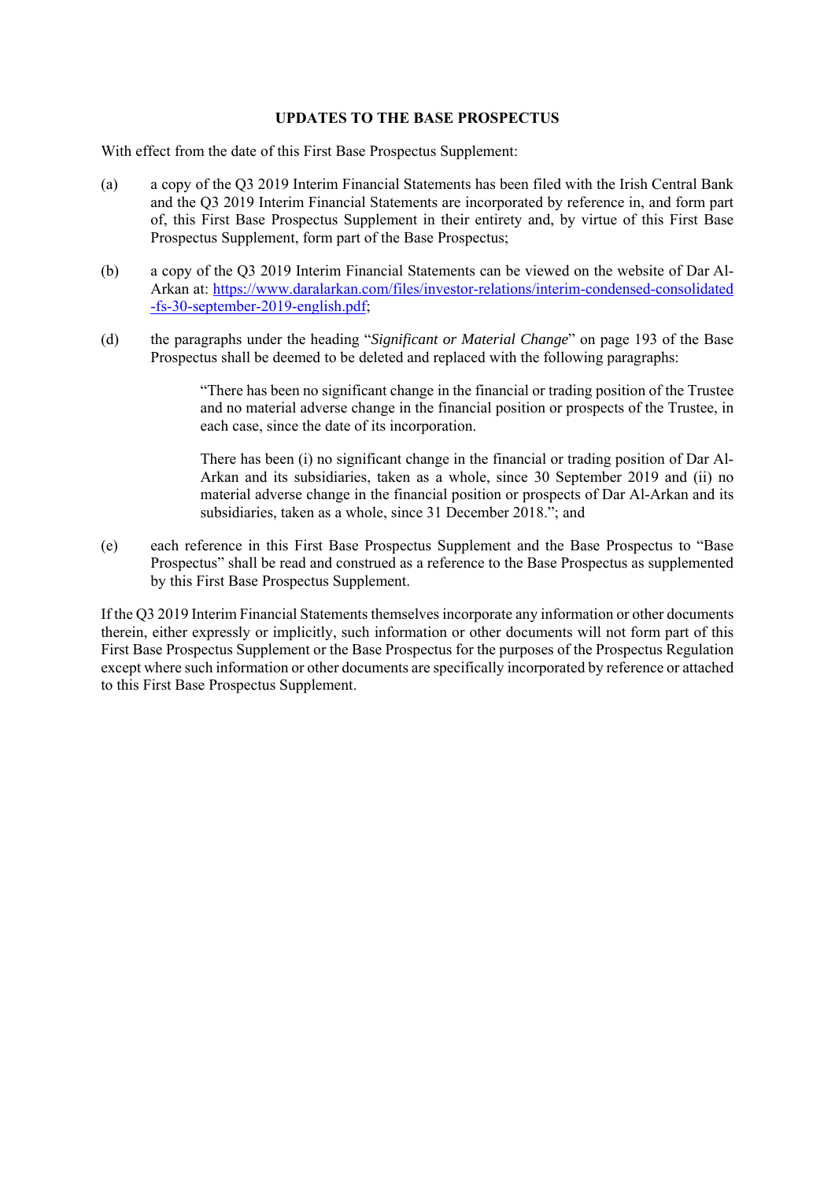## UPDATES TO THE BASE PROSPECTUS

With effect from the date of this First Base Prospectus Supplement:

(a) a copy of the Q3 2019 Interim Financial Statements has been filed with the Irish Central Bank and the Q3 2019 Interim Financial Statements are incorporated by reference in, and form part of, this First Base Prospectus Supplement in their entirety and, by virtue of this First Base Prospectus Supplement, form part of the Base Prospectus;

(b) a copy of the Q3 2019 Interim Financial Statements can be viewed on the website of Dar Al-Arkan at: https://www.daralarkan.com/files/investor-relations/interim-condensed-consolidated-fs-30-september-2019-english.pdf;

(d) the paragraphs under the heading "*Significant or Material Change*" on page 193 of the Base Prospectus shall be deemed to be deleted and replaced with the following paragraphs:

> "There has been no significant change in the financial or trading position of the Trustee and no material adverse change in the financial position or prospects of the Trustee, in each case, since the date of its incorporation.
>
> There has been (i) no significant change in the financial or trading position of Dar Al-Arkan and its subsidiaries, taken as a whole, since 30 September 2019 and (ii) no material adverse change in the financial position or prospects of Dar Al-Arkan and its subsidiaries, taken as a whole, since 31 December 2018."; and

(e) each reference in this First Base Prospectus Supplement and the Base Prospectus to "Base Prospectus" shall be read and construed as a reference to the Base Prospectus as supplemented by this First Base Prospectus Supplement.

If the Q3 2019 Interim Financial Statements themselves incorporate any information or other documents therein, either expressly or implicitly, such information or other documents will not form part of this First Base Prospectus Supplement or the Base Prospectus for the purposes of the Prospectus Regulation except where such information or other documents are specifically incorporated by reference or attached to this First Base Prospectus Supplement.